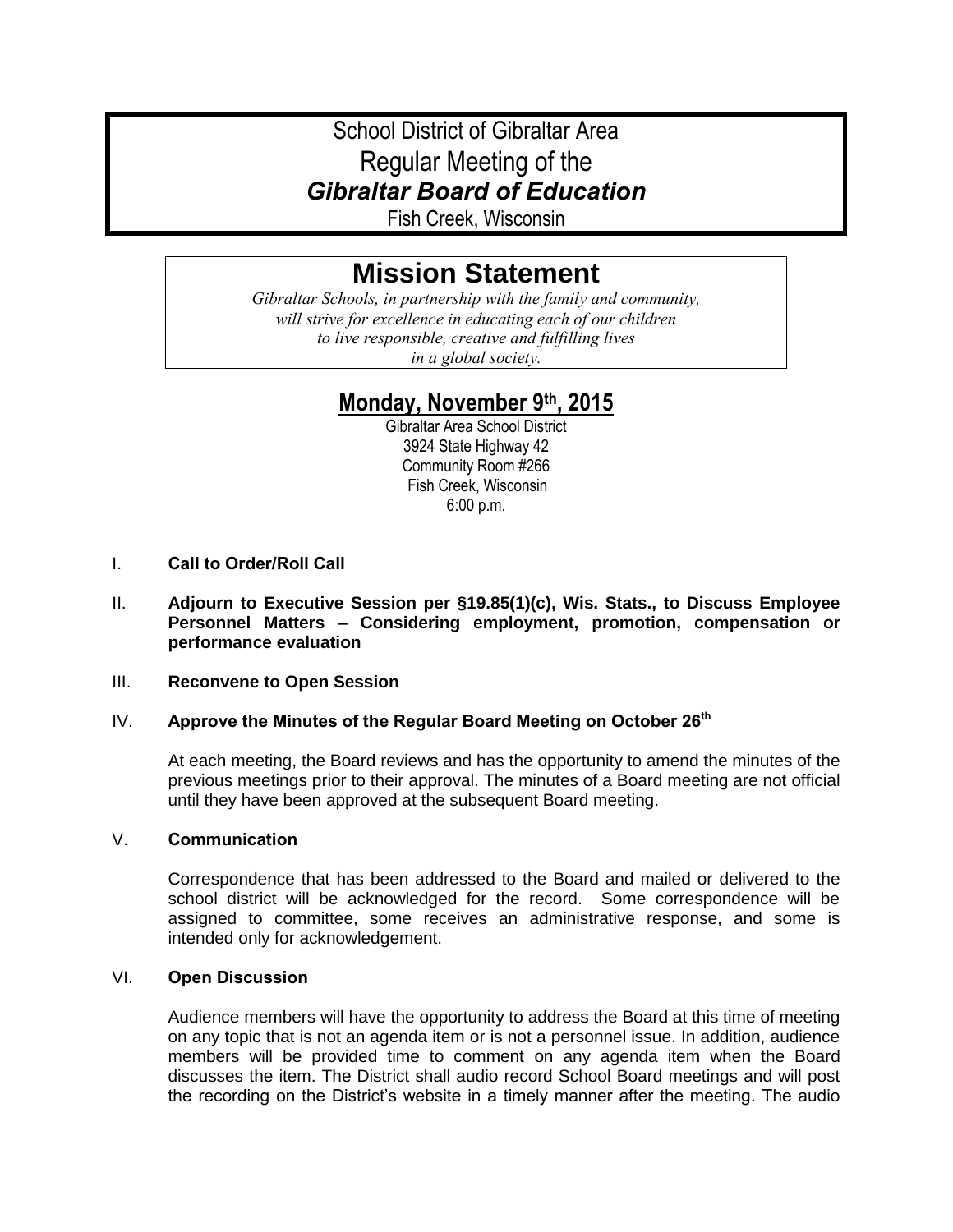# School District of Gibraltar Area
# Regular Meeting of the
# *Gibraltar Board of Education*

Fish Creek, Wisconsin

## Mission Statement

*Gibraltar Schools, in partnership with the family and community, will strive for excellence in educating each of our children to live responsible, creative and fulfilling lives in a global society.*

## Monday, November 9th, 2015

Gibraltar Area School District
3924 State Highway 42
Community Room #266
Fish Creek, Wisconsin
6:00 p.m.

I. **Call to Order/Roll Call**

II. **Adjourn to Executive Session per §19.85(1)(c), Wis. Stats., to Discuss Employee Personnel Matters – Considering employment, promotion, compensation or performance evaluation**

III. **Reconvene to Open Session**

IV. **Approve the Minutes of the Regular Board Meeting on October 26th**

At each meeting, the Board reviews and has the opportunity to amend the minutes of the previous meetings prior to their approval. The minutes of a Board meeting are not official until they have been approved at the subsequent Board meeting.

V. **Communication**

Correspondence that has been addressed to the Board and mailed or delivered to the school district will be acknowledged for the record. Some correspondence will be assigned to committee, some receives an administrative response, and some is intended only for acknowledgement.

VI. **Open Discussion**

Audience members will have the opportunity to address the Board at this time of meeting on any topic that is not an agenda item or is not a personnel issue. In addition, audience members will be provided time to comment on any agenda item when the Board discusses the item. The District shall audio record School Board meetings and will post the recording on the District's website in a timely manner after the meeting. The audio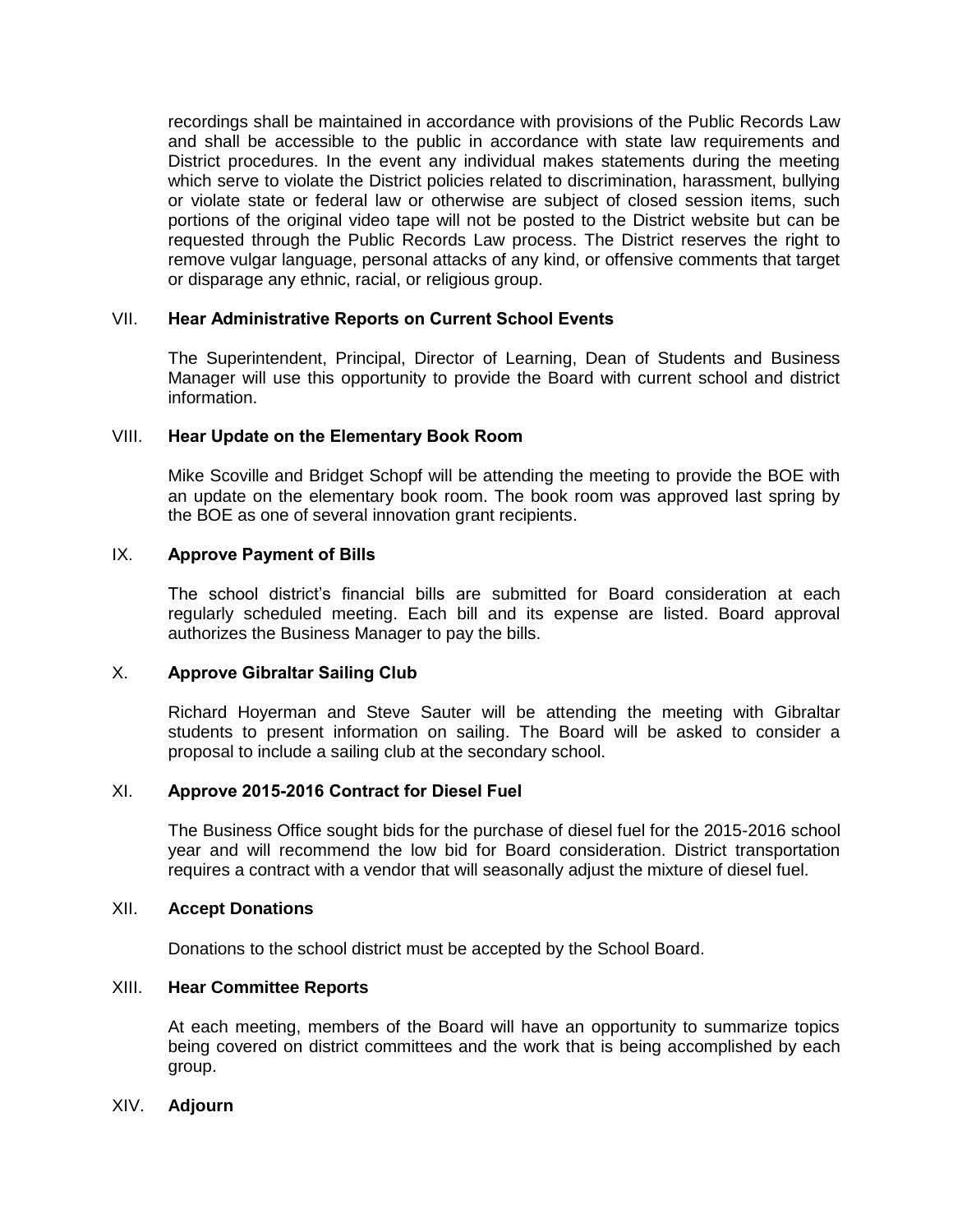recordings shall be maintained in accordance with provisions of the Public Records Law and shall be accessible to the public in accordance with state law requirements and District procedures. In the event any individual makes statements during the meeting which serve to violate the District policies related to discrimination, harassment, bullying or violate state or federal law or otherwise are subject of closed session items, such portions of the original video tape will not be posted to the District website but can be requested through the Public Records Law process. The District reserves the right to remove vulgar language, personal attacks of any kind, or offensive comments that target or disparage any ethnic, racial, or religious group.

VII. **Hear Administrative Reports on Current School Events**

The Superintendent, Principal, Director of Learning, Dean of Students and Business Manager will use this opportunity to provide the Board with current school and district information.

VIII. **Hear Update on the Elementary Book Room**

Mike Scoville and Bridget Schopf will be attending the meeting to provide the BOE with an update on the elementary book room. The book room was approved last spring by the BOE as one of several innovation grant recipients.

IX. **Approve Payment of Bills**

The school district's financial bills are submitted for Board consideration at each regularly scheduled meeting. Each bill and its expense are listed. Board approval authorizes the Business Manager to pay the bills.

X. **Approve Gibraltar Sailing Club**

Richard Hoyerman and Steve Sauter will be attending the meeting with Gibraltar students to present information on sailing. The Board will be asked to consider a proposal to include a sailing club at the secondary school.

XI. **Approve 2015-2016 Contract for Diesel Fuel**

The Business Office sought bids for the purchase of diesel fuel for the 2015-2016 school year and will recommend the low bid for Board consideration. District transportation requires a contract with a vendor that will seasonally adjust the mixture of diesel fuel.

XII. **Accept Donations**

Donations to the school district must be accepted by the School Board.

XIII. **Hear Committee Reports**

At each meeting, members of the Board will have an opportunity to summarize topics being covered on district committees and the work that is being accomplished by each group.

XIV. **Adjourn**